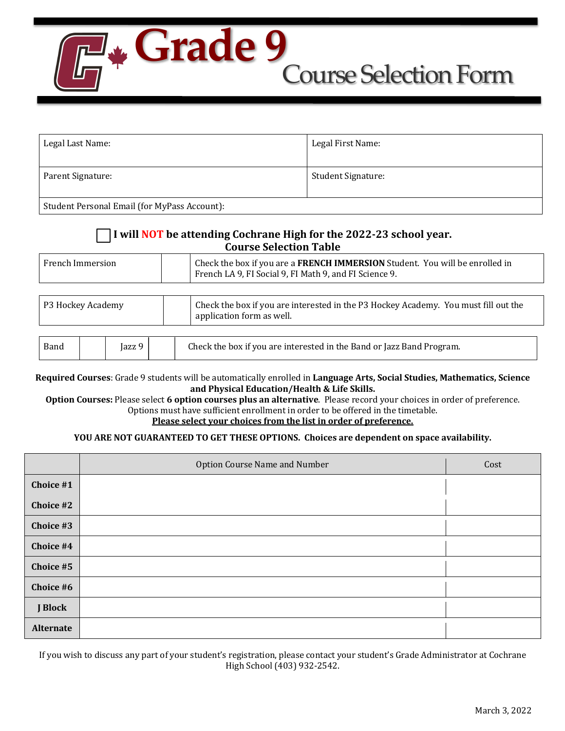# Grade 9 Course Selection Form

| Legal Last Name: | Legal First Name: |
|---|---|
| Parent Signature: | Student Signature: |
| Student Personal Email (for MyPass Account): | |

☐ **I will NOT be attending Cochrane High for the 2022-23 school year.**

## Course Selection Table

| French Immersion | | Check the box if you are a **FRENCH IMMERSION** Student. You will be enrolled in French LA 9, FI Social 9, FI Math 9, and FI Science 9. |
|---|---|---|

| P3 Hockey Academy | | Check the box if you are interested in the P3 Hockey Academy. You must fill out the application form as well. |
|---|---|---|

| Band | | Jazz 9 | | Check the box if you are interested in the Band or Jazz Band Program. |
|---|---|---|---|---|

**Required Courses**: Grade 9 students will be automatically enrolled in **Language Arts, Social Studies, Mathematics, Science and Physical Education/Health & Life Skills.**

**Option Courses:** Please select **6 option courses plus an alternative**. Please record your choices in order of preference. Options must have sufficient enrollment in order to be offered in the timetable.

**Please select your choices from the list in order of preference.**

**YOU ARE NOT GUARANTEED TO GET THESE OPTIONS. Choices are dependent on space availability.**

| | Option Course Name and Number | Cost |
|---|---|---|
| **Choice #1** | | |
| **Choice #2** | | |
| **Choice #3** | | |
| **Choice #4** | | |
| **Choice #5** | | |
| **Choice #6** | | |
| **J Block** | | |
| **Alternate** | | |

If you wish to discuss any part of your student's registration, please contact your student's Grade Administrator at Cochrane High School (403) 932-2542.

March 3, 2022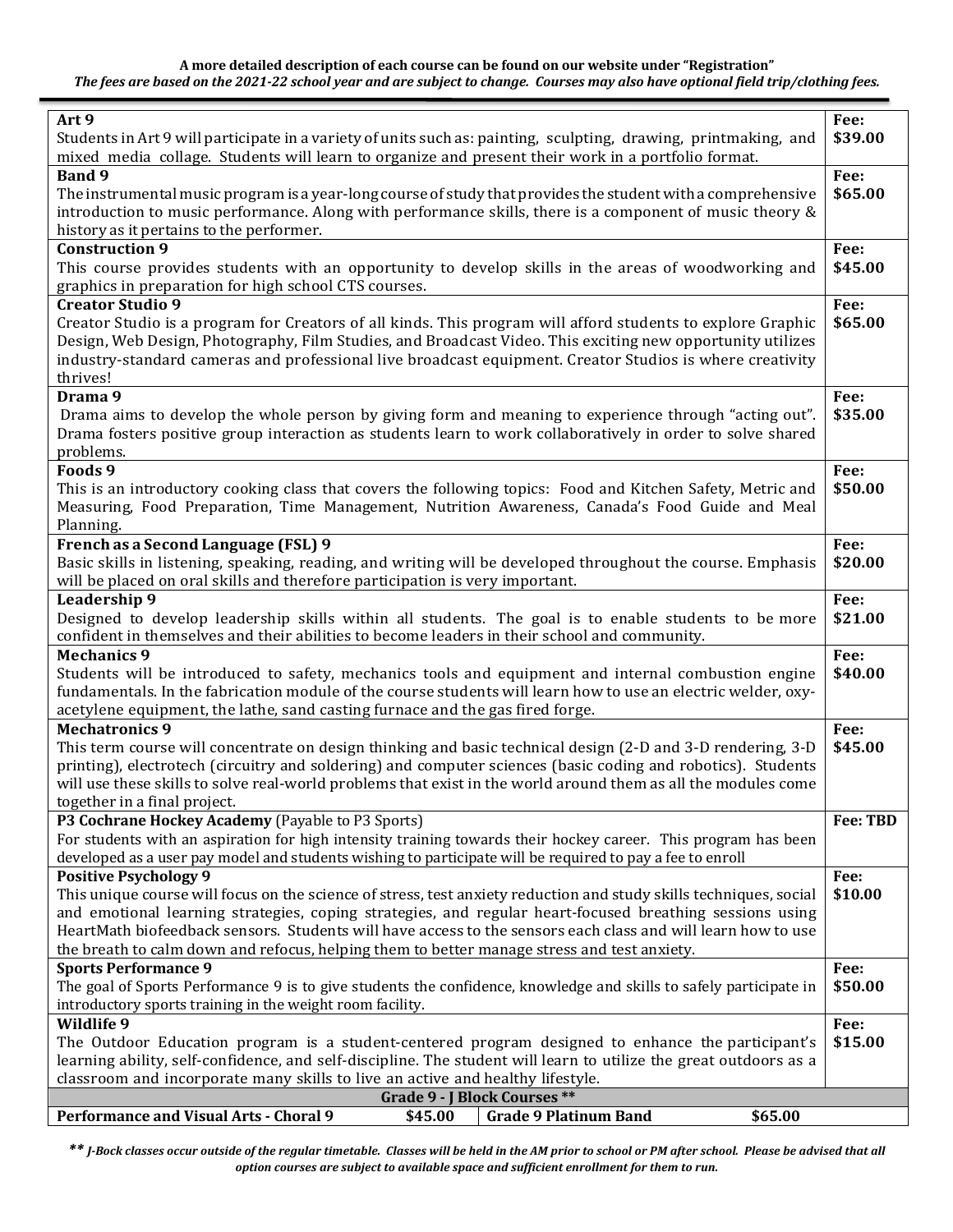**A more detailed description of each course can be found on our website under "Registration"**
***The fees are based on the 2021-22 school year and are subject to change. Courses may also have optional field trip/clothing fees.***

| | |
|---|---|
| **Art 9**<br>Students in Art 9 will participate in a variety of units such as: painting, sculpting, drawing, printmaking, and mixed media collage. Students will learn to organize and present their work in a portfolio format. | **Fee: $39.00** |
| **Band 9**<br>The instrumental music program is a year-long course of study that provides the student with a comprehensive introduction to music performance. Along with performance skills, there is a component of music theory & history as it pertains to the performer. | **Fee: $65.00** |
| **Construction 9**<br>This course provides students with an opportunity to develop skills in the areas of woodworking and graphics in preparation for high school CTS courses. | **Fee: $45.00** |
| **Creator Studio 9**<br>Creator Studio is a program for Creators of all kinds. This program will afford students to explore Graphic Design, Web Design, Photography, Film Studies, and Broadcast Video. This exciting new opportunity utilizes industry-standard cameras and professional live broadcast equipment. Creator Studios is where creativity thrives! | **Fee: $65.00** |
| **Drama 9**<br>Drama aims to develop the whole person by giving form and meaning to experience through "acting out". Drama fosters positive group interaction as students learn to work collaboratively in order to solve shared problems. | **Fee: $35.00** |
| **Foods 9**<br>This is an introductory cooking class that covers the following topics: Food and Kitchen Safety, Metric and Measuring, Food Preparation, Time Management, Nutrition Awareness, Canada's Food Guide and Meal Planning. | **Fee: $50.00** |
| **French as a Second Language (FSL) 9**<br>Basic skills in listening, speaking, reading, and writing will be developed throughout the course. Emphasis will be placed on oral skills and therefore participation is very important. | **Fee: $20.00** |
| **Leadership 9**<br>Designed to develop leadership skills within all students. The goal is to enable students to be more confident in themselves and their abilities to become leaders in their school and community. | **Fee: $21.00** |
| **Mechanics 9**<br>Students will be introduced to safety, mechanics tools and equipment and internal combustion engine fundamentals. In the fabrication module of the course students will learn how to use an electric welder, oxy-acetylene equipment, the lathe, sand casting furnace and the gas fired forge. | **Fee: $40.00** |
| **Mechatronics 9**<br>This term course will concentrate on design thinking and basic technical design (2-D and 3-D rendering, 3-D printing), electrotech (circuitry and soldering) and computer sciences (basic coding and robotics). Students will use these skills to solve real-world problems that exist in the world around them as all the modules come together in a final project. | **Fee: $45.00** |
| **P3 Cochrane Hockey Academy** (Payable to P3 Sports)<br>For students with an aspiration for high intensity training towards their hockey career. This program has been developed as a user pay model and students wishing to participate will be required to pay a fee to enroll | **Fee: TBD** |
| **Positive Psychology 9**<br>This unique course will focus on the science of stress, test anxiety reduction and study skills techniques, social and emotional learning strategies, coping strategies, and regular heart-focused breathing sessions using HeartMath biofeedback sensors. Students will have access to the sensors each class and will learn how to use the breath to calm down and refocus, helping them to better manage stress and test anxiety. | **Fee: $10.00** |
| **Sports Performance 9**<br>The goal of Sports Performance 9 is to give students the confidence, knowledge and skills to safely participate in introductory sports training in the weight room facility. | **Fee: $50.00** |
| **Wildlife 9**<br>The Outdoor Education program is a student-centered program designed to enhance the participant's learning ability, self-confidence, and self-discipline. The student will learn to utilize the great outdoors as a classroom and incorporate many skills to live an active and healthy lifestyle. | **Fee: $15.00** |

| **Grade 9 - J Block Courses \*\*** | | | |
|---|---|---|---|
| **Performance and Visual Arts - Choral 9** | **$45.00** | **Grade 9 Platinum Band** | **$65.00** |

***\*\* J-Bock classes occur outside of the regular timetable. Classes will be held in the AM prior to school or PM after school. Please be advised that all option courses are subject to available space and sufficient enrollment for them to run.***